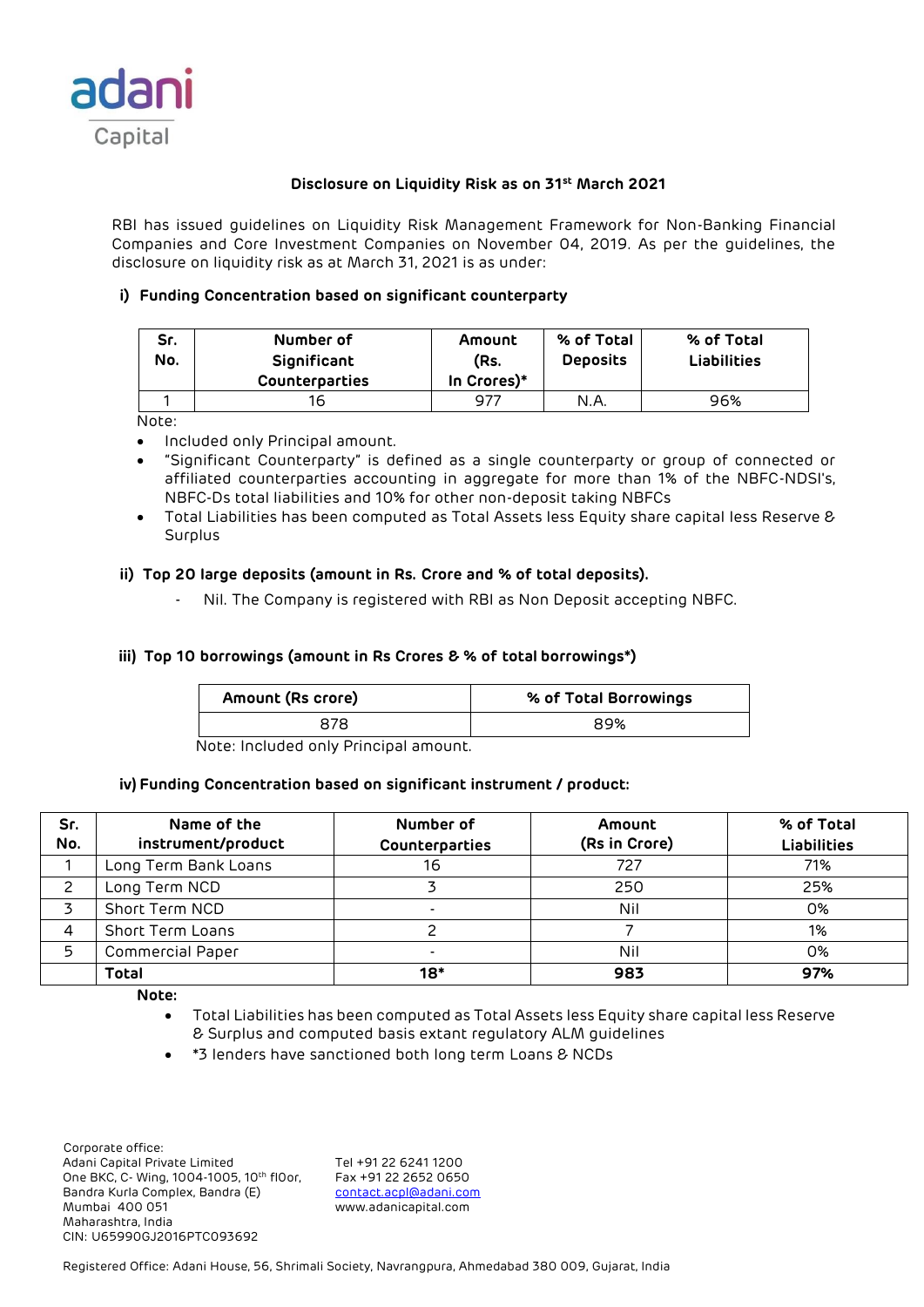adani
Capital

## Disclosure on Liquidity Risk as on 31st March 2021

RBI has issued guidelines on Liquidity Risk Management Framework for Non-Banking Financial Companies and Core Investment Companies on November 04, 2019. As per the guidelines, the disclosure on liquidity risk as at March 31, 2021 is as under:

### i) Funding Concentration based on significant counterparty

| Sr. No. | Number of Significant Counterparties | Amount (Rs. In Crores)* | % of Total Deposits | % of Total Liabilities |
|---|---|---|---|---|
| 1 | 16 | 977 | N.A. | 96% |

Note:

- Included only Principal amount.
- "Significant Counterparty" is defined as a single counterparty or group of connected or affiliated counterparties accounting in aggregate for more than 1% of the NBFC-NDSI's, NBFC-Ds total liabilities and 10% for other non-deposit taking NBFCs
- Total Liabilities has been computed as Total Assets less Equity share capital less Reserve & Surplus

### ii) Top 20 large deposits (amount in Rs. Crore and % of total deposits).

- Nil. The Company is registered with RBI as Non Deposit accepting NBFC.

### iii) Top 10 borrowings (amount in Rs Crores & % of total borrowings*)

| Amount (Rs crore) | % of Total Borrowings |
|---|---|
| 878 | 89% |

Note: Included only Principal amount.

### iv) Funding Concentration based on significant instrument / product:

| Sr. No. | Name of the instrument/product | Number of Counterparties | Amount (Rs in Crore) | % of Total Liabilities |
|---|---|---|---|---|
| 1 | Long Term Bank Loans | 16 | 727 | 71% |
| 2 | Long Term NCD | 3 | 250 | 25% |
| 3 | Short Term NCD | - | Nil | 0% |
| 4 | Short Term Loans | 2 | 7 | 1% |
| 5 | Commercial Paper | - | Nil | 0% |
| | **Total** | **18*** | **983** | **97%** |

**Note:**

- Total Liabilities has been computed as Total Assets less Equity share capital less Reserve & Surplus and computed basis extant regulatory ALM guidelines
- *3 lenders have sanctioned both long term Loans & NCDs

Corporate office:
Adani Capital Private Limited
One BKC, C- Wing, 1004-1005, 10th flOor,
Bandra Kurla Complex, Bandra (E)
Mumbai 400 051
Maharashtra, India
CIN: U65990GJ2016PTC093692

Tel +91 22 6241 1200
Fax +91 22 2652 0650
contact.acpl@adani.com
www.adanicapital.com

Registered Office: Adani House, 56, Shrimali Society, Navrangpura, Ahmedabad 380 009, Gujarat, India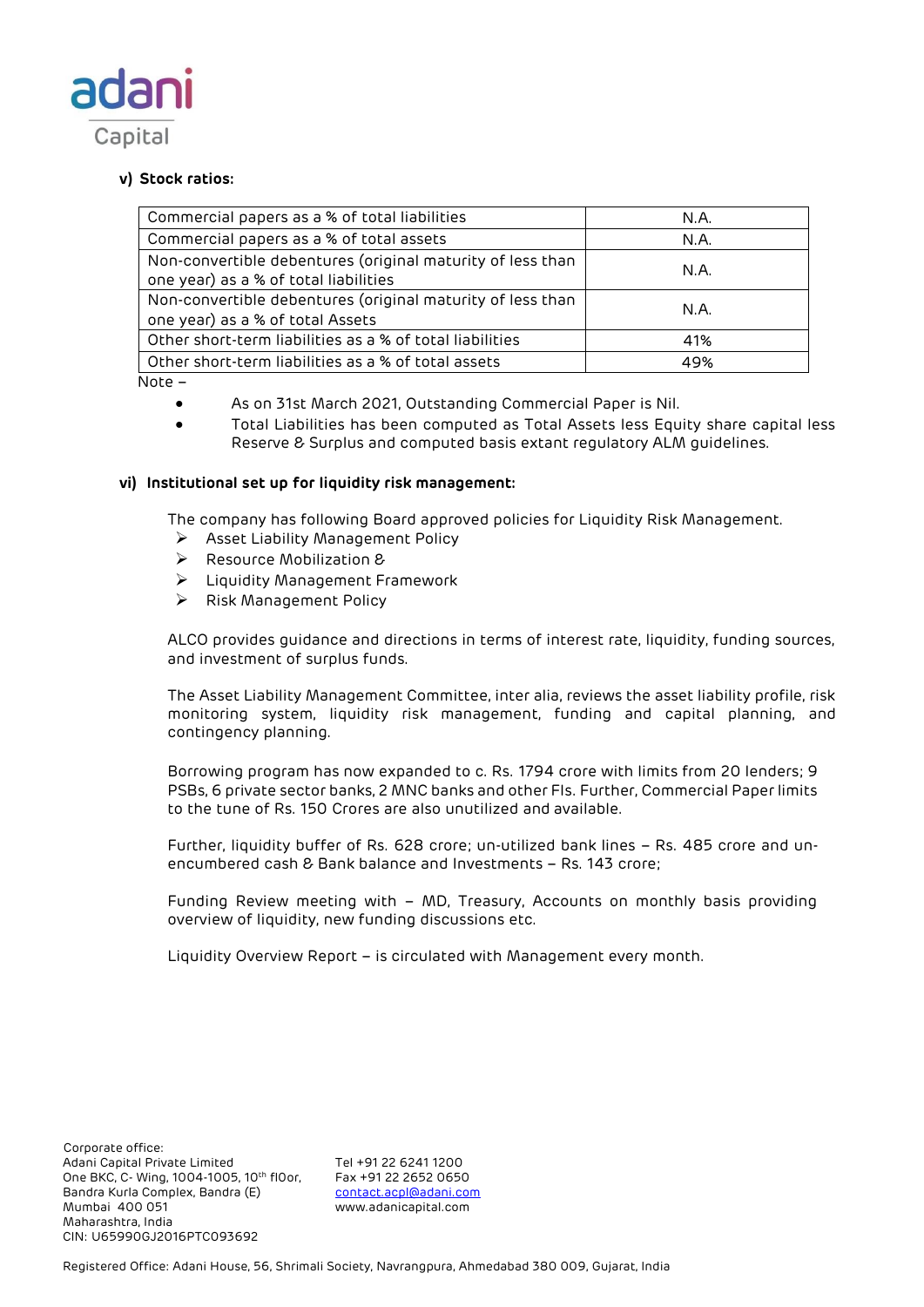**v) Stock ratios:**

| | |
|---|---|
| Commercial papers as a % of total liabilities | N.A. |
| Commercial papers as a % of total assets | N.A. |
| Non-convertible debentures (original maturity of less than one year) as a % of total liabilities | N.A. |
| Non-convertible debentures (original maturity of less than one year) as a % of total Assets | N.A. |
| Other short-term liabilities as a % of total liabilities | 41% |
| Other short-term liabilities as a % of total assets | 49% |

Note –

- As on 31st March 2021, Outstanding Commercial Paper is Nil.
- Total Liabilities has been computed as Total Assets less Equity share capital less Reserve & Surplus and computed basis extant regulatory ALM guidelines.

**vi) Institutional set up for liquidity risk management:**

The company has following Board approved policies for Liquidity Risk Management.

- Asset Liability Management Policy
- Resource Mobilization &
- Liquidity Management Framework
- Risk Management Policy

ALCO provides guidance and directions in terms of interest rate, liquidity, funding sources, and investment of surplus funds.

The Asset Liability Management Committee, inter alia, reviews the asset liability profile, risk monitoring system, liquidity risk management, funding and capital planning, and contingency planning.

Borrowing program has now expanded to c. Rs. 1794 crore with limits from 20 lenders; 9 PSBs, 6 private sector banks, 2 MNC banks and other FIs. Further, Commercial Paper limits to the tune of Rs. 150 Crores are also unutilized and available.

Further, liquidity buffer of Rs. 628 crore; un-utilized bank lines – Rs. 485 crore and un-encumbered cash & Bank balance and Investments – Rs. 143 crore;

Funding Review meeting with – MD, Treasury, Accounts on monthly basis providing overview of liquidity, new funding discussions etc.

Liquidity Overview Report – is circulated with Management every month.